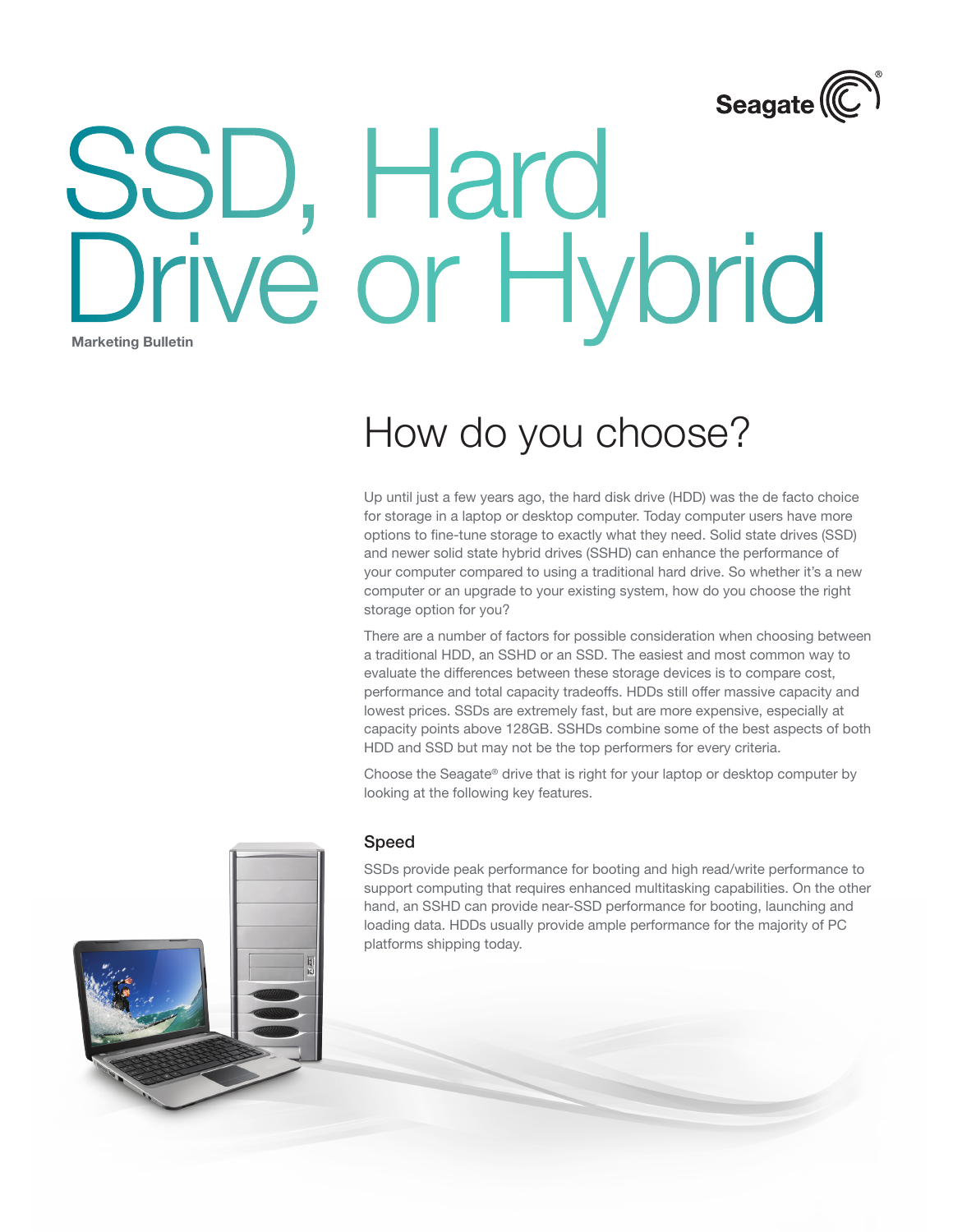# SSD, Hard Drive or Hybrid

Marketing Bulletin

## How do you choose?

Up until just a few years ago, the hard disk drive (HDD) was the de facto choice for storage in a laptop or desktop computer. Today computer users have more options to fine-tune storage to exactly what they need. Solid state drives (SSD) and newer solid state hybrid drives (SSHD) can enhance the performance of your computer compared to using a traditional hard drive. So whether it's a new computer or an upgrade to your existing system, how do you choose the right storage option for you?

There are a number of factors for possible consideration when choosing between a traditional HDD, an SSHD or an SSD. The easiest and most common way to evaluate the differences between these storage devices is to compare cost, performance and total capacity tradeoffs. HDDs still offer massive capacity and lowest prices. SSDs are extremely fast, but are more expensive, especially at capacity points above 128GB. SSHDs combine some of the best aspects of both HDD and SSD but may not be the top performers for every criteria.

Choose the Seagate® drive that is right for your laptop or desktop computer by looking at the following key features.

### Speed

SSDs provide peak performance for booting and high read/write performance to support computing that requires enhanced multitasking capabilities. On the other hand, an SSHD can provide near-SSD performance for booting, launching and loading data. HDDs usually provide ample performance for the majority of PC platforms shipping today.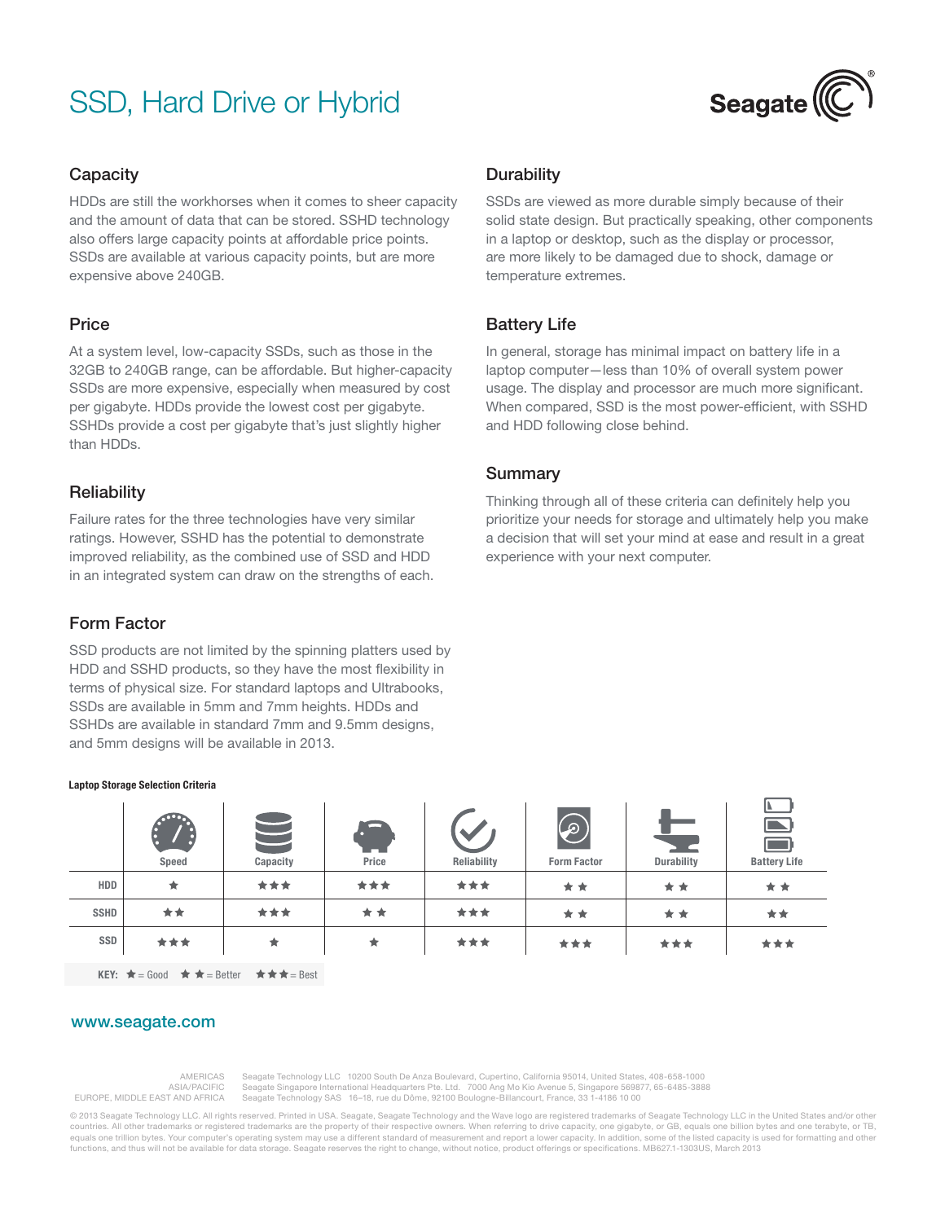# SSD, Hard Drive or Hybrid

## Capacity

HDDs are still the workhorses when it comes to sheer capacity and the amount of data that can be stored. SSHD technology also offers large capacity points at affordable price points. SSDs are available at various capacity points, but are more expensive above 240GB.

## Price

At a system level, low-capacity SSDs, such as those in the 32GB to 240GB range, can be affordable. But higher-capacity SSDs are more expensive, especially when measured by cost per gigabyte. HDDs provide the lowest cost per gigabyte. SSHDs provide a cost per gigabyte that's just slightly higher than HDDs.

## Reliability

Failure rates for the three technologies have very similar ratings. However, SSHD has the potential to demonstrate improved reliability, as the combined use of SSD and HDD in an integrated system can draw on the strengths of each.

## Form Factor

SSD products are not limited by the spinning platters used by HDD and SSHD products, so they have the most flexibility in terms of physical size. For standard laptops and Ultrabooks, SSDs are available in 5mm and 7mm heights. HDDs and SSHDs are available in standard 7mm and 9.5mm designs, and 5mm designs will be available in 2013.

## Durability

SSDs are viewed as more durable simply because of their solid state design. But practically speaking, other components in a laptop or desktop, such as the display or processor, are more likely to be damaged due to shock, damage or temperature extremes.

## Battery Life

In general, storage has minimal impact on battery life in a laptop computer—less than 10% of overall system power usage. The display and processor are much more significant. When compared, SSD is the most power-efficient, with SSHD and HDD following close behind.

## Summary

Thinking through all of these criteria can definitely help you prioritize your needs for storage and ultimately help you make a decision that will set your mind at ease and result in a great experience with your next computer.

**Laptop Storage Selection Criteria**

| | Speed | Capacity | Price | Reliability | Form Factor | Durability | Battery Life |
|---|---|---|---|---|---|---|---|
| HDD | ★ | ★★★ | ★★★ | ★★★ | ★★ | ★★ | ★★ |
| SSHD | ★★ | ★★★ | ★★ | ★★★ | ★★ | ★★ | ★★ |
| SSD | ★★★ | ★ | ★ | ★★★ | ★★★ | ★★★ | ★★★ |

KEY: ★ = Good ★★ = Better ★★★ = Best

www.seagate.com

AMERICAS Seagate Technology LLC 10200 South De Anza Boulevard, Cupertino, California 95014, United States, 408-658-1000
ASIA/PACIFIC Seagate Singapore International Headquarters Pte. Ltd. 7000 Ang Mo Kio Avenue 5, Singapore 569877, 65-6485-3888
EUROPE, MIDDLE EAST AND AFRICA Seagate Technology SAS 16–18, rue du Dôme, 92100 Boulogne-Billancourt, France, 33 1-4186 10 00

© 2013 Seagate Technology LLC. All rights reserved. Printed in USA. Seagate, Seagate Technology and the Wave logo are registered trademarks of Seagate Technology LLC in the United States and/or other countries. All other trademarks or registered trademarks are the property of their respective owners. When referring to drive capacity, one gigabyte, or GB, equals one billion bytes and one terabyte, or TB, equals one trillion bytes. Your computer's operating system may use a different standard of measurement and report a lower capacity. In addition, some of the listed capacity is used for formatting and other functions, and thus will not be available for data storage. Seagate reserves the right to change, without notice, product offerings or specifications. MB627.1-1303US, March 2013